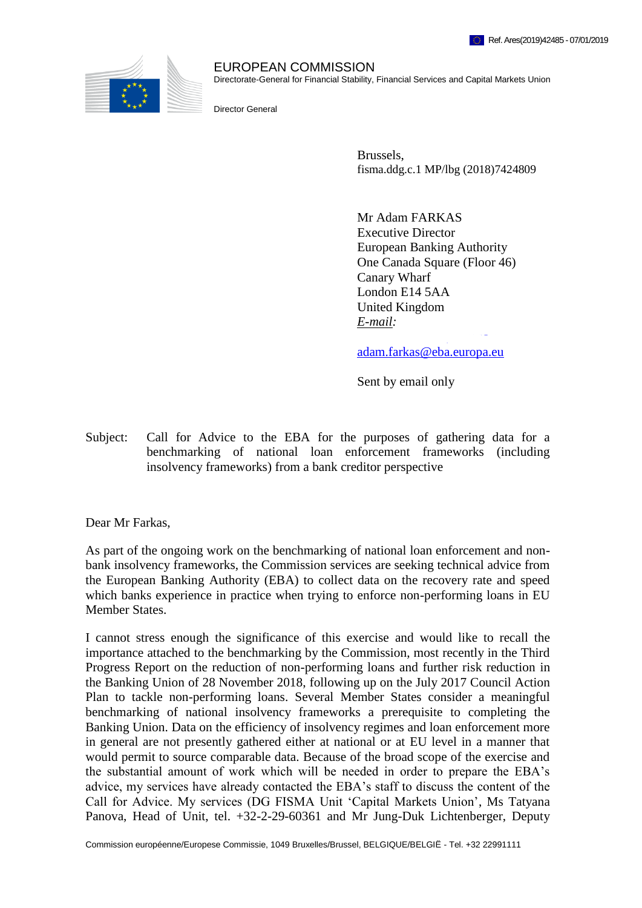Ref. Ares(2019)42485 - 07/01/2019

EUROPEAN COMMISSION
Directorate-General for Financial Stability, Financial Services and Capital Markets Union

Director General

Brussels,
fisma.ddg.c.1 MP/lbg (2018)7424809

Mr Adam FARKAS
Executive Director
European Banking Authority
One Canada Square (Floor 46)
Canary Wharf
London E14 5AA
United Kingdom
*E-mail:*

adam.farkas@eba.europa.eu

Sent by email only

Subject: Call for Advice to the EBA for the purposes of gathering data for a benchmarking of national loan enforcement frameworks (including insolvency frameworks) from a bank creditor perspective

Dear Mr Farkas,

As part of the ongoing work on the benchmarking of national loan enforcement and non-bank insolvency frameworks, the Commission services are seeking technical advice from the European Banking Authority (EBA) to collect data on the recovery rate and speed which banks experience in practice when trying to enforce non-performing loans in EU Member States.

I cannot stress enough the significance of this exercise and would like to recall the importance attached to the benchmarking by the Commission, most recently in the Third Progress Report on the reduction of non-performing loans and further risk reduction in the Banking Union of 28 November 2018, following up on the July 2017 Council Action Plan to tackle non-performing loans. Several Member States consider a meaningful benchmarking of national insolvency frameworks a prerequisite to completing the Banking Union. Data on the efficiency of insolvency regimes and loan enforcement more in general are not presently gathered either at national or at EU level in a manner that would permit to source comparable data. Because of the broad scope of the exercise and the substantial amount of work which will be needed in order to prepare the EBA's advice, my services have already contacted the EBA's staff to discuss the content of the Call for Advice. My services (DG FISMA Unit 'Capital Markets Union', Ms Tatyana Panova, Head of Unit, tel. +32-2-29-60361 and Mr Jung-Duk Lichtenberger, Deputy

Commission européenne/Europese Commissie, 1049 Bruxelles/Brussel, BELGIQUE/BELGIË - Tel. +32 22991111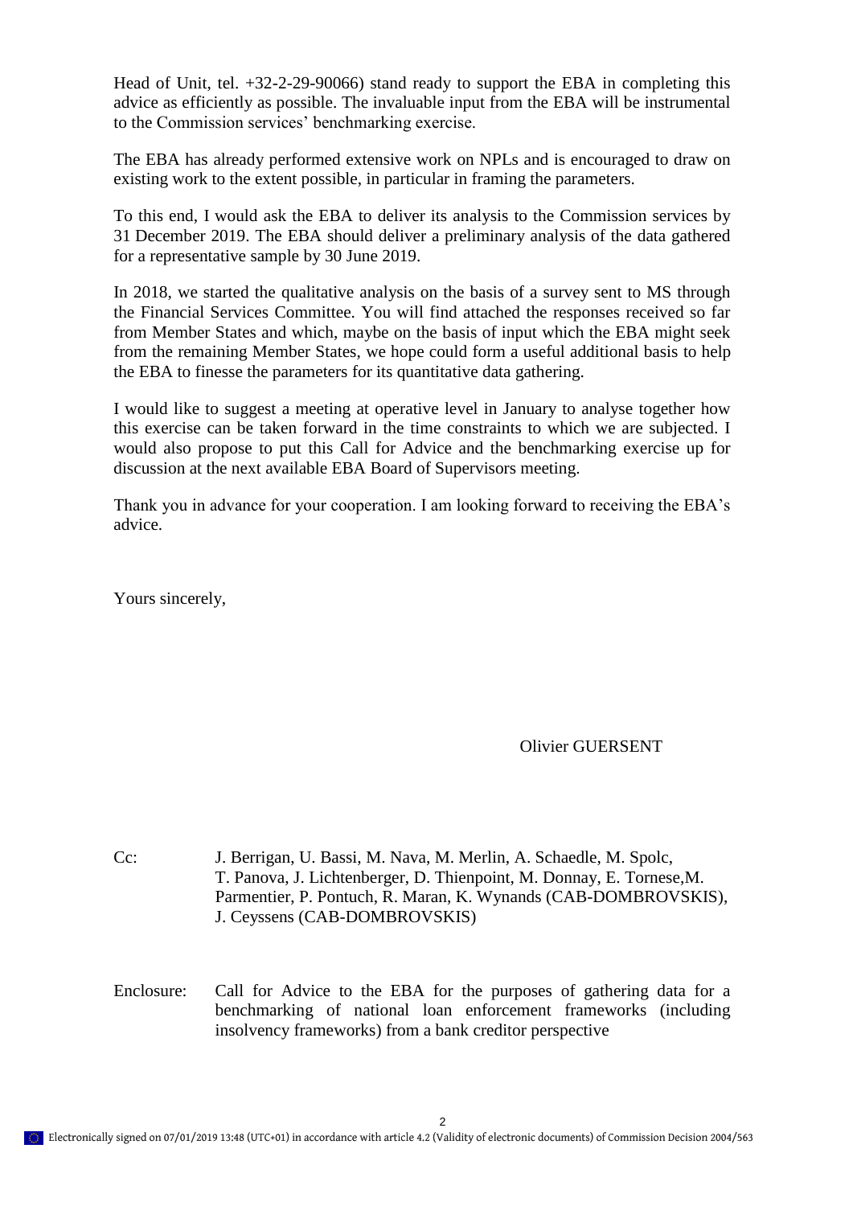Head of Unit, tel. +32-2-29-90066) stand ready to support the EBA in completing this advice as efficiently as possible. The invaluable input from the EBA will be instrumental to the Commission services' benchmarking exercise.

The EBA has already performed extensive work on NPLs and is encouraged to draw on existing work to the extent possible, in particular in framing the parameters.

To this end, I would ask the EBA to deliver its analysis to the Commission services by 31 December 2019. The EBA should deliver a preliminary analysis of the data gathered for a representative sample by 30 June 2019.

In 2018, we started the qualitative analysis on the basis of a survey sent to MS through the Financial Services Committee. You will find attached the responses received so far from Member States and which, maybe on the basis of input which the EBA might seek from the remaining Member States, we hope could form a useful additional basis to help the EBA to finesse the parameters for its quantitative data gathering.

I would like to suggest a meeting at operative level in January to analyse together how this exercise can be taken forward in the time constraints to which we are subjected. I would also propose to put this Call for Advice and the benchmarking exercise up for discussion at the next available EBA Board of Supervisors meeting.

Thank you in advance for your cooperation. I am looking forward to receiving the EBA's advice.

Yours sincerely,

Olivier GUERSENT

Cc: J. Berrigan, U. Bassi, M. Nava, M. Merlin, A. Schaedle, M. Spolc, T. Panova, J. Lichtenberger, D. Thienpoint, M. Donnay, E. Tornese,M. Parmentier, P. Pontuch, R. Maran, K. Wynands (CAB-DOMBROVSKIS), J. Ceyssens (CAB-DOMBROVSKIS)

Enclosure: Call for Advice to the EBA for the purposes of gathering data for a benchmarking of national loan enforcement frameworks (including insolvency frameworks) from a bank creditor perspective

Electronically signed on 07/01/2019 13:48 (UTC+01) in accordance with article 4.2 (Validity of electronic documents) of Commission Decision 2004/563